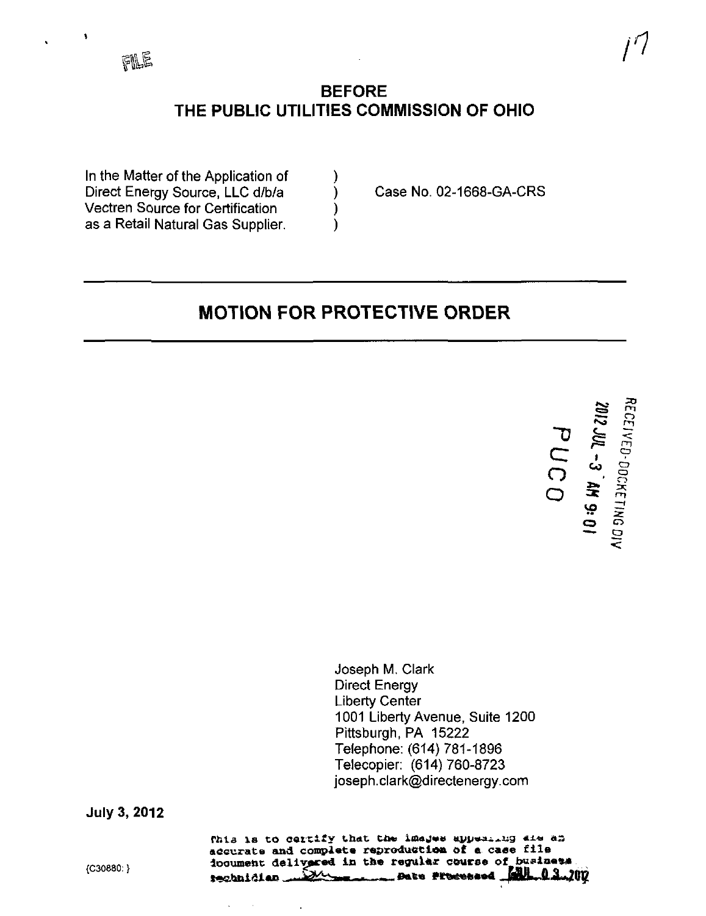FILE

## BEFORE
## THE PUBLIC UTILITIES COMMISSION OF OHIO

In the Matter of the Application of Direct Energy Source, LLC d/b/a Vectren Source for Certification as a Retail Natural Gas Supplier. ) Case No. 02-1668-GA-CRS

# MOTION FOR PROTECTIVE ORDER

RECEIVED-DOCKETING DIV

2012 JUL -3 AM 9:01

PUCO

Joseph M. Clark
Direct Energy
Liberty Center
1001 Liberty Avenue, Suite 1200
Pittsburgh, PA 15222
Telephone: (614) 781-1896
Telecopier: (614) 760-8723
joseph.clark@directenergy.com

**July 3, 2012**

{C30880: }

This is to certify that the images appearing are an accurate and complete reproduction of a case file document delivered in the regular course of business Technician ___ Date Processed JUL 03 2012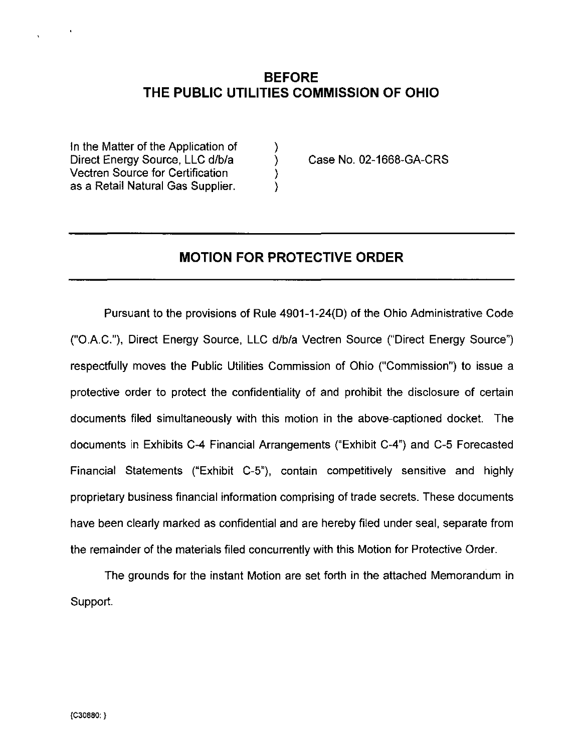## BEFORE
## THE PUBLIC UTILITIES COMMISSION OF OHIO

| | | |
|---|---|---|
| In the Matter of the Application of Direct Energy Source, LLC d/b/a Vectren Source for Certification as a Retail Natural Gas Supplier. | ) ) ) ) | Case No. 02-1668-GA-CRS |

---

## MOTION FOR PROTECTIVE ORDER

---

Pursuant to the provisions of Rule 4901-1-24(D) of the Ohio Administrative Code ("O.A.C."), Direct Energy Source, LLC d/b/a Vectren Source ("Direct Energy Source") respectfully moves the Public Utilities Commission of Ohio ("Commission") to issue a protective order to protect the confidentiality of and prohibit the disclosure of certain documents filed simultaneously with this motion in the above-captioned docket. The documents in Exhibits C-4 Financial Arrangements ("Exhibit C-4") and C-5 Forecasted Financial Statements ("Exhibit C-5"), contain competitively sensitive and highly proprietary business financial information comprising of trade secrets. These documents have been clearly marked as confidential and are hereby filed under seal, separate from the remainder of the materials filed concurrently with this Motion for Protective Order.

The grounds for the instant Motion are set forth in the attached Memorandum in Support.

{C30880: }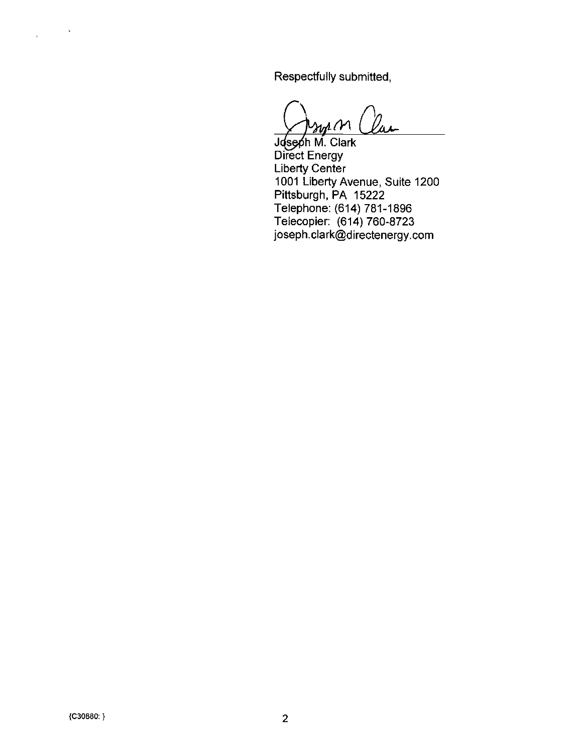Respectfully submitted,

Joseph M. Clark
Direct Energy
Liberty Center
1001 Liberty Avenue, Suite 1200
Pittsburgh, PA 15222
Telephone: (614) 781-1896
Telecopier: (614) 760-8723
joseph.clark@directenergy.com

{C30880: }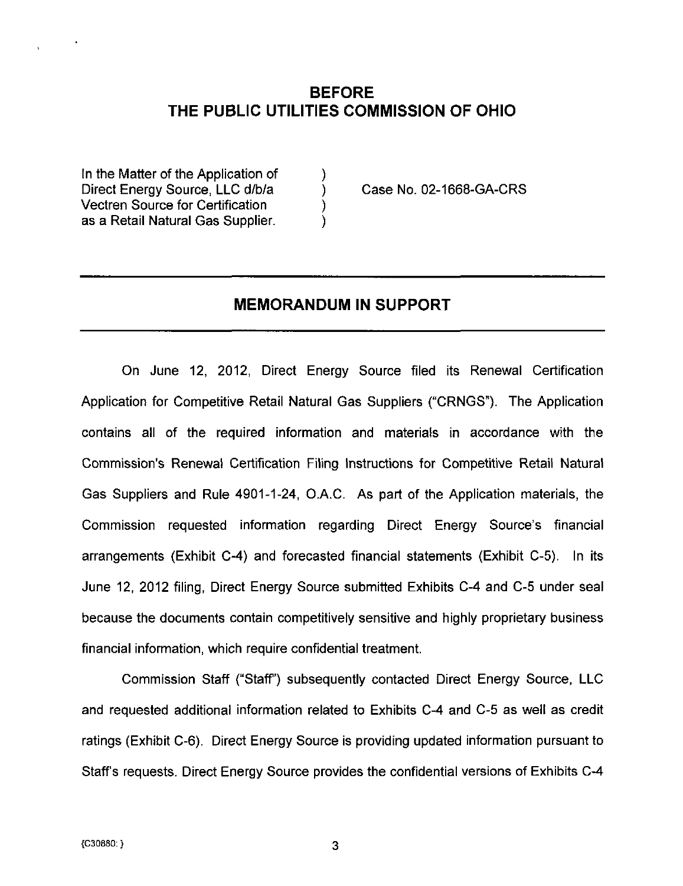## BEFORE
## THE PUBLIC UTILITIES COMMISSION OF OHIO

In the Matter of the Application of Direct Energy Source, LLC d/b/a Vectren Source for Certification as a Retail Natural Gas Supplier. ) Case No. 02-1668-GA-CRS

---

## MEMORANDUM IN SUPPORT

---

On June 12, 2012, Direct Energy Source filed its Renewal Certification Application for Competitive Retail Natural Gas Suppliers ("CRNGS"). The Application contains all of the required information and materials in accordance with the Commission's Renewal Certification Filing Instructions for Competitive Retail Natural Gas Suppliers and Rule 4901-1-24, O.A.C. As part of the Application materials, the Commission requested information regarding Direct Energy Source's financial arrangements (Exhibit C-4) and forecasted financial statements (Exhibit C-5). In its June 12, 2012 filing, Direct Energy Source submitted Exhibits C-4 and C-5 under seal because the documents contain competitively sensitive and highly proprietary business financial information, which require confidential treatment.

Commission Staff ("Staff") subsequently contacted Direct Energy Source, LLC and requested additional information related to Exhibits C-4 and C-5 as well as credit ratings (Exhibit C-6). Direct Energy Source is providing updated information pursuant to Staff's requests. Direct Energy Source provides the confidential versions of Exhibits C-4

{C30880: }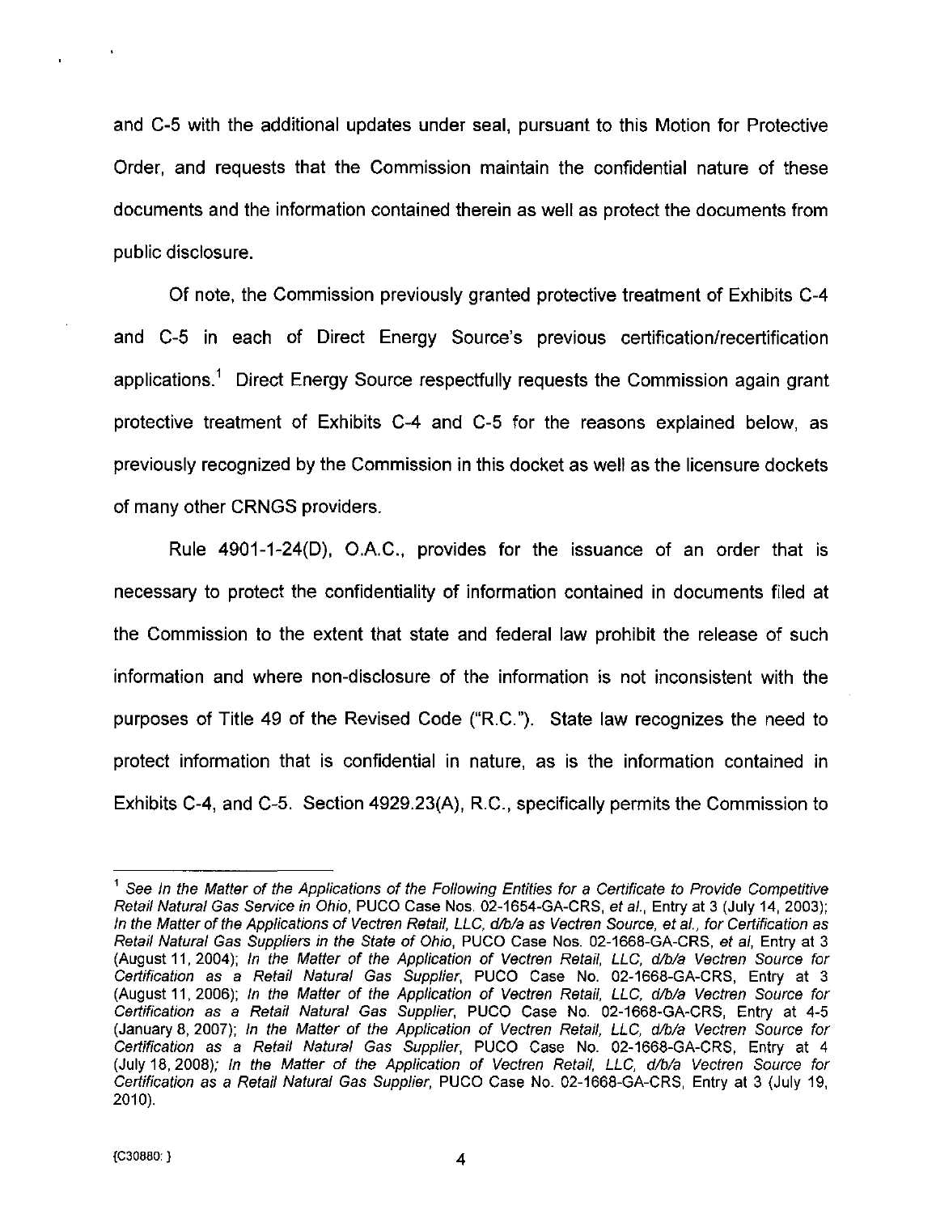and C-5 with the additional updates under seal, pursuant to this Motion for Protective Order, and requests that the Commission maintain the confidential nature of these documents and the information contained therein as well as protect the documents from public disclosure.

Of note, the Commission previously granted protective treatment of Exhibits C-4 and C-5 in each of Direct Energy Source's previous certification/recertification applications.[1] Direct Energy Source respectfully requests the Commission again grant protective treatment of Exhibits C-4 and C-5 for the reasons explained below, as previously recognized by the Commission in this docket as well as the licensure dockets of many other CRNGS providers.

Rule 4901-1-24(D), O.A.C., provides for the issuance of an order that is necessary to protect the confidentiality of information contained in documents filed at the Commission to the extent that state and federal law prohibit the release of such information and where non-disclosure of the information is not inconsistent with the purposes of Title 49 of the Revised Code ("R.C."). State law recognizes the need to protect information that is confidential in nature, as is the information contained in Exhibits C-4, and C-5. Section 4929.23(A), R.C., specifically permits the Commission to

---

[1] See *In the Matter of the Applications of the Following Entities for a Certificate to Provide Competitive Retail Natural Gas Service in Ohio*, PUCO Case Nos. 02-1654-GA-CRS, *et al.*, Entry at 3 (July 14, 2003); *In the Matter of the Applications of Vectren Retail, LLC, d/b/a as Vectren Source, et al., for Certification as Retail Natural Gas Suppliers in the State of Ohio*, PUCO Case Nos. 02-1668-GA-CRS, *et al*, Entry at 3 (August 11, 2004); *In the Matter of the Application of Vectren Retail, LLC, d/b/a Vectren Source for Certification as a Retail Natural Gas Supplier*, PUCO Case No. 02-1668-GA-CRS, Entry at 3 (August 11, 2006); *In the Matter of the Application of Vectren Retail, LLC, d/b/a Vectren Source for Certification as a Retail Natural Gas Supplier*, PUCO Case No. 02-1668-GA-CRS, Entry at 4-5 (January 8, 2007); *In the Matter of the Application of Vectren Retail, LLC, d/b/a Vectren Source for Certification as a Retail Natural Gas Supplier*, PUCO Case No. 02-1668-GA-CRS, Entry at 4 (July 18, 2008); *In the Matter of the Application of Vectren Retail, LLC, d/b/a Vectren Source for Certification as a Retail Natural Gas Supplier*, PUCO Case No. 02-1668-GA-CRS, Entry at 3 (July 19, 2010).

{C30880: }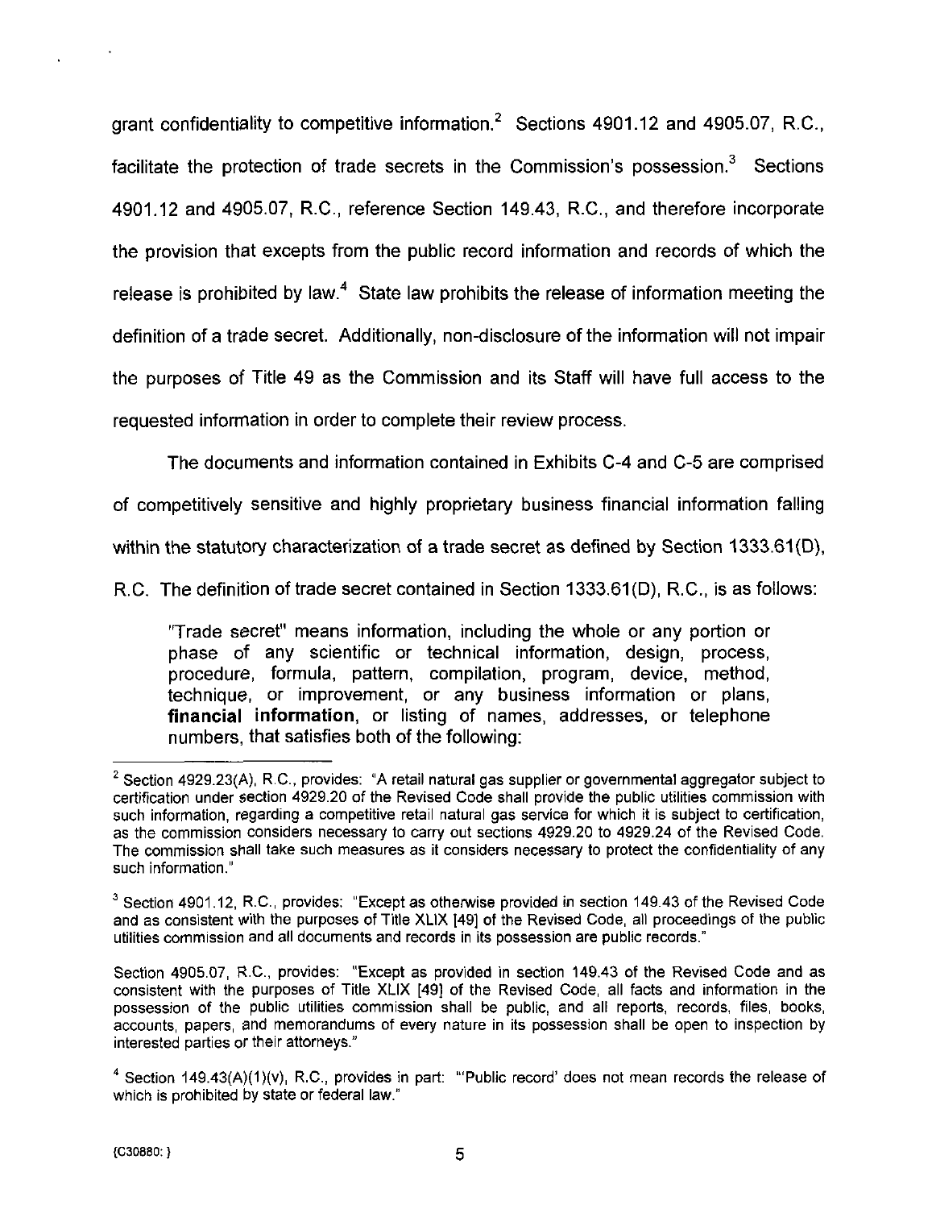grant confidentiality to competitive information.[2] Sections 4901.12 and 4905.07, R.C., facilitate the protection of trade secrets in the Commission's possession.[3] Sections 4901.12 and 4905.07, R.C., reference Section 149.43, R.C., and therefore incorporate the provision that excepts from the public record information and records of which the release is prohibited by law.[4] State law prohibits the release of information meeting the definition of a trade secret. Additionally, non-disclosure of the information will not impair the purposes of Title 49 as the Commission and its Staff will have full access to the requested information in order to complete their review process.

The documents and information contained in Exhibits C-4 and C-5 are comprised of competitively sensitive and highly proprietary business financial information falling within the statutory characterization of a trade secret as defined by Section 1333.61(D), R.C. The definition of trade secret contained in Section 1333.61(D), R.C., is as follows:

> "Trade secret" means information, including the whole or any portion or phase of any scientific or technical information, design, process, procedure, formula, pattern, compilation, program, device, method, technique, or improvement, or any business information or plans, **financial information**, or listing of names, addresses, or telephone numbers, that satisfies both of the following:

---

[2] Section 4929.23(A), R.C., provides: "A retail natural gas supplier or governmental aggregator subject to certification under section 4929.20 of the Revised Code shall provide the public utilities commission with such information, regarding a competitive retail natural gas service for which it is subject to certification, as the commission considers necessary to carry out sections 4929.20 to 4929.24 of the Revised Code. The commission shall take such measures as it considers necessary to protect the confidentiality of any such information."

[3] Section 4901.12, R.C., provides: "Except as otherwise provided in section 149.43 of the Revised Code and as consistent with the purposes of Title XLIX [49] of the Revised Code, all proceedings of the public utilities commission and all documents and records in its possession are public records."

Section 4905.07, R.C., provides: "Except as provided in section 149.43 of the Revised Code and as consistent with the purposes of Title XLIX [49] of the Revised Code, all facts and information in the possession of the public utilities commission shall be public, and all reports, records, files, books, accounts, papers, and memorandums of every nature in its possession shall be open to inspection by interested parties or their attorneys."

[4] Section 149.43(A)(1)(v), R.C., provides in part: "'Public record' does not mean records the release of which is prohibited by state or federal law."

{C30880: }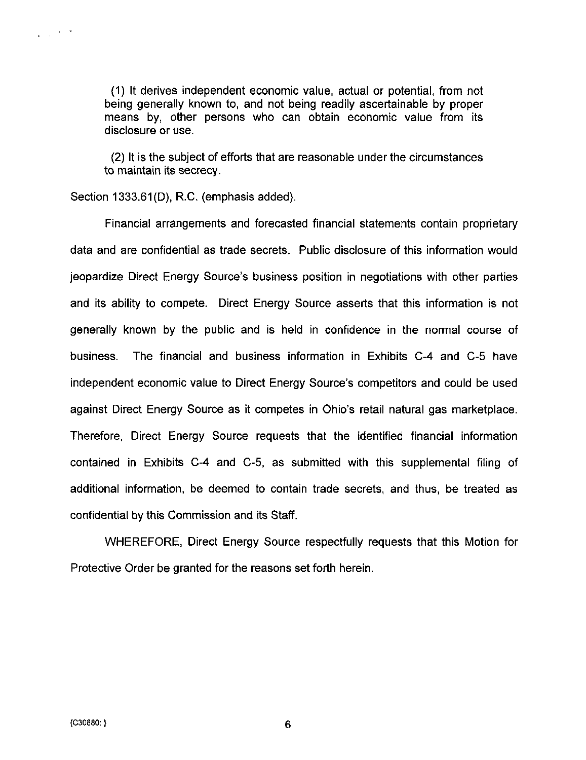> (1) It derives independent economic value, actual or potential, from not being generally known to, and not being readily ascertainable by proper means by, other persons who can obtain economic value from its disclosure or use.
>
> (2) It is the subject of efforts that are reasonable under the circumstances to maintain its secrecy.

Section 1333.61(D), R.C. (emphasis added).

Financial arrangements and forecasted financial statements contain proprietary data and are confidential as trade secrets. Public disclosure of this information would jeopardize Direct Energy Source's business position in negotiations with other parties and its ability to compete. Direct Energy Source asserts that this information is not generally known by the public and is held in confidence in the normal course of business. The financial and business information in Exhibits C-4 and C-5 have independent economic value to Direct Energy Source's competitors and could be used against Direct Energy Source as it competes in Ohio's retail natural gas marketplace. Therefore, Direct Energy Source requests that the identified financial information contained in Exhibits C-4 and C-5, as submitted with this supplemental filing of additional information, be deemed to contain trade secrets, and thus, be treated as confidential by this Commission and its Staff.

WHEREFORE, Direct Energy Source respectfully requests that this Motion for Protective Order be granted for the reasons set forth herein.

{C30880: }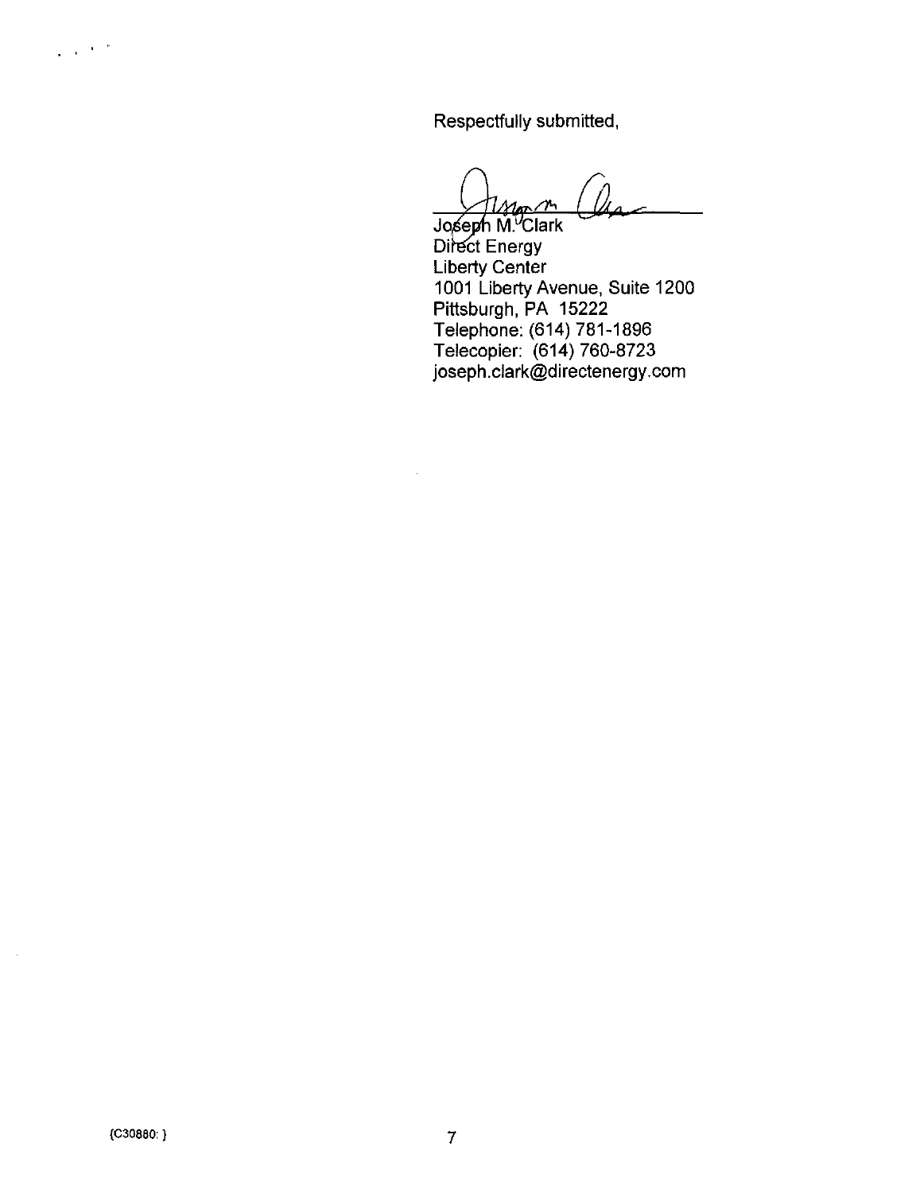Respectfully submitted,

Joseph M. Clark
Direct Energy
Liberty Center
1001 Liberty Avenue, Suite 1200
Pittsburgh, PA 15222
Telephone: (614) 781-1896
Telecopier: (614) 760-8723
joseph.clark@directenergy.com

{C30880: }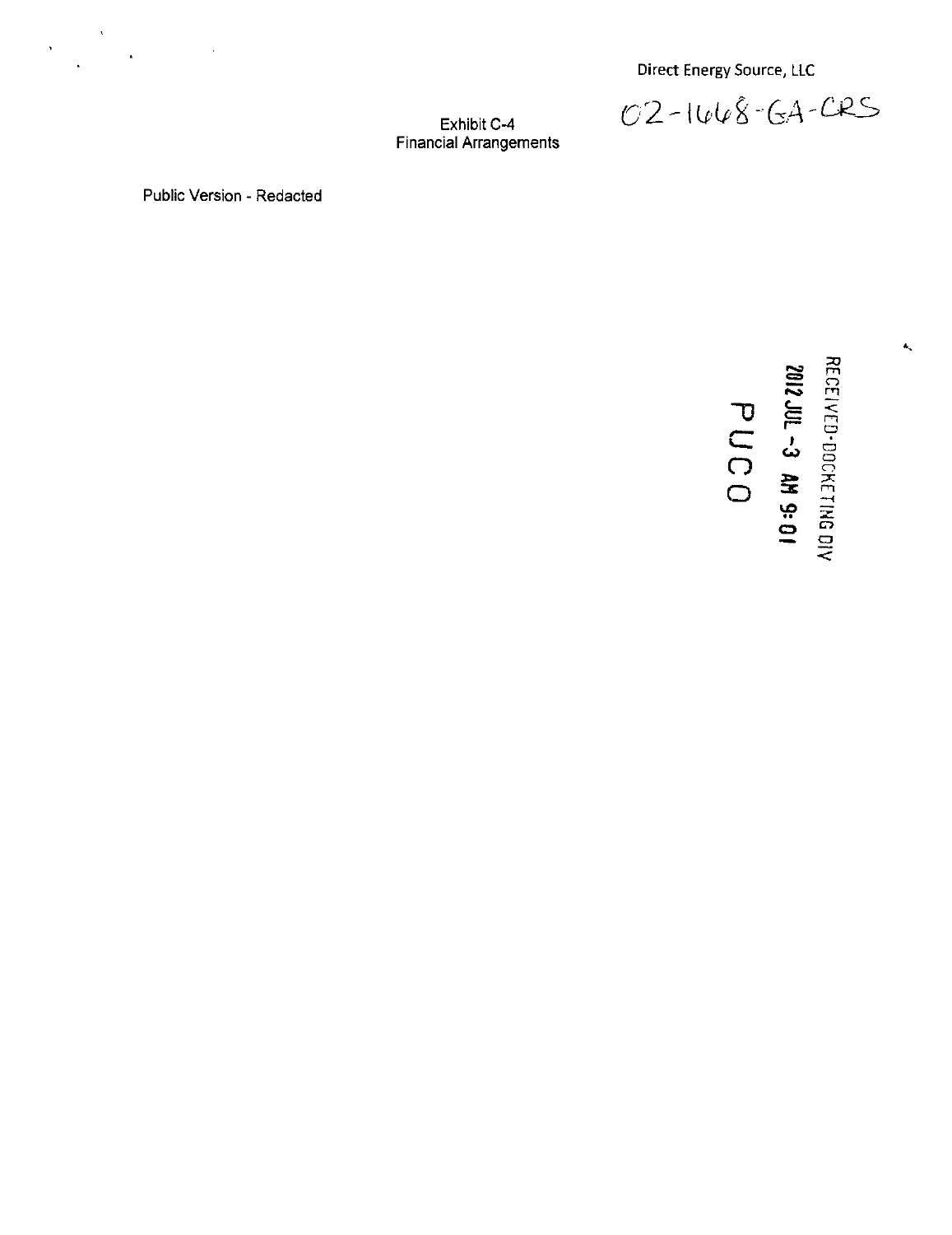Direct Energy Source, LLC

02-1668-GA-CRS

Exhibit C-4
Financial Arrangements

Public Version - Redacted

RECEIVED-DOCKETING DIV

2012 JUL -3 AM 9:01

PUCO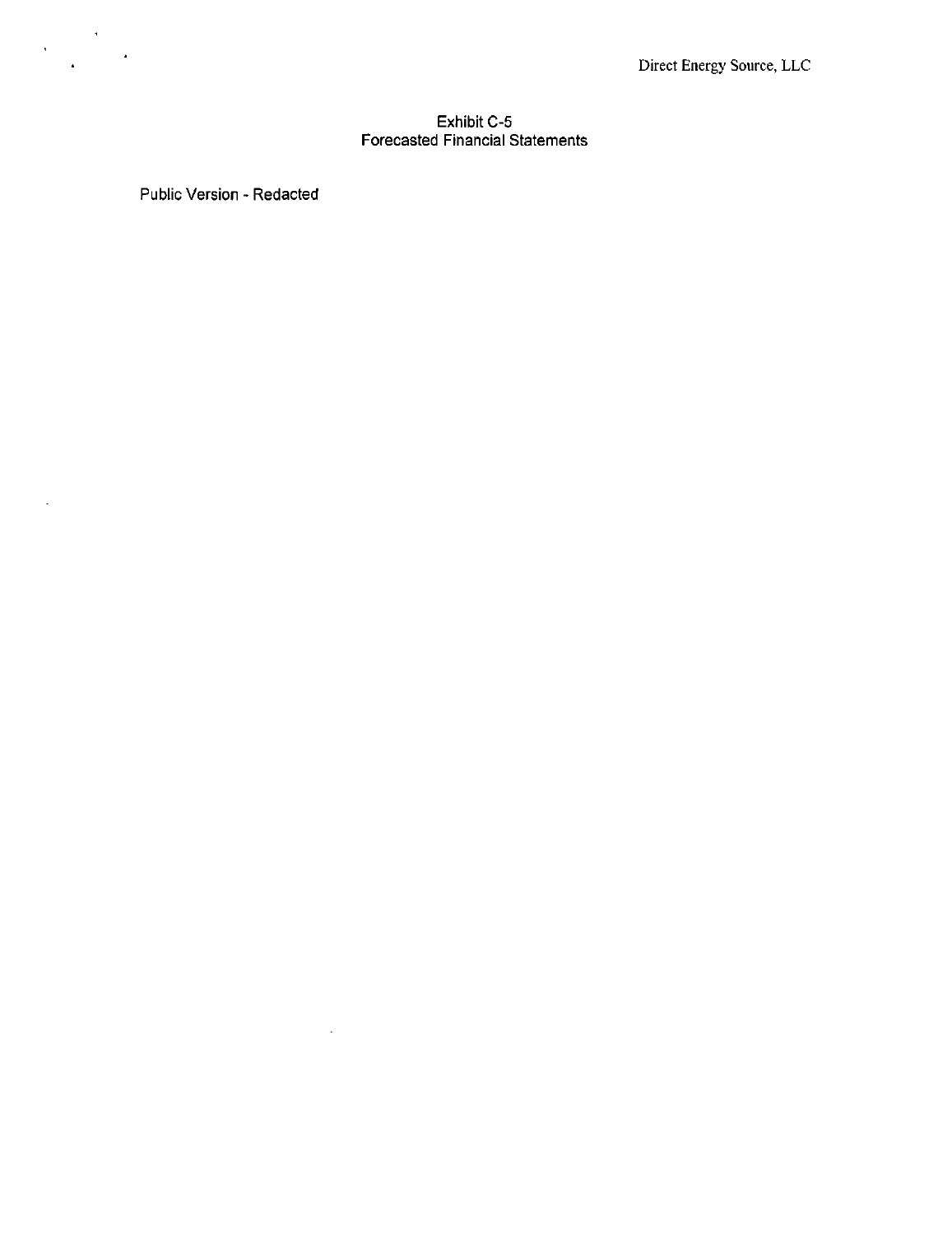Direct Energy Source, LLC

# Exhibit C-5
## Forecasted Financial Statements

Public Version - Redacted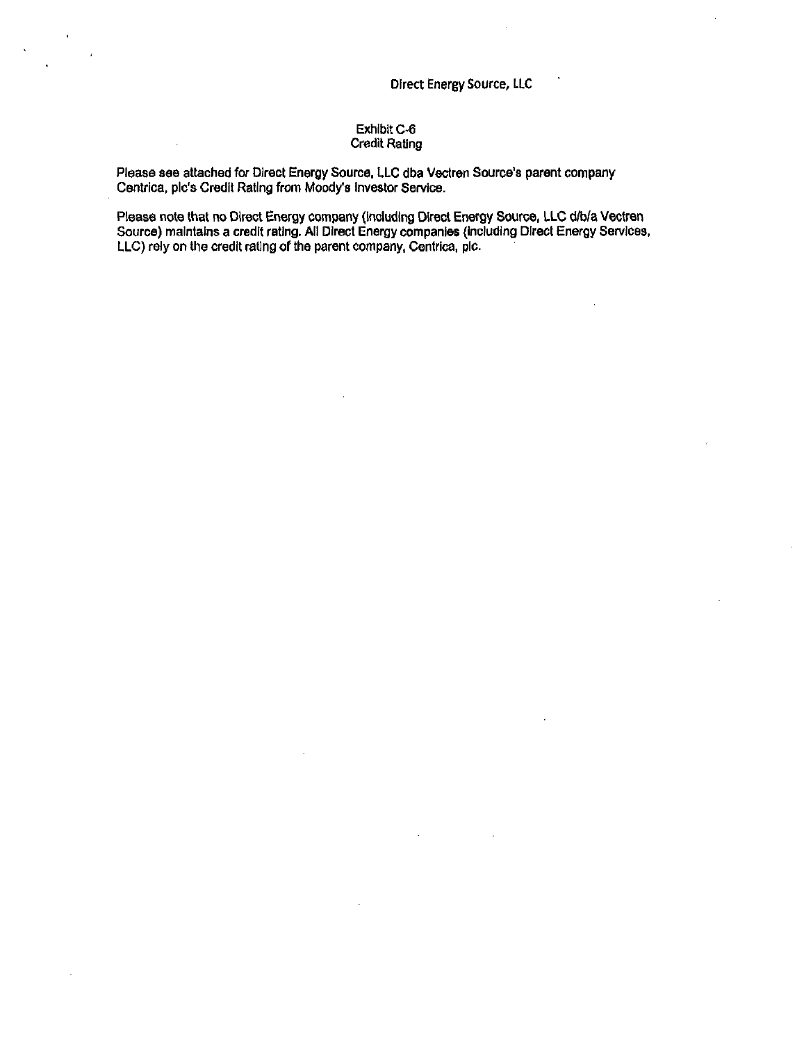Direct Energy Source, LLC

Exhibit C-6
Credit Rating

Please see attached for Direct Energy Source, LLC dba Vectren Source's parent company Centrica, plc's Credit Rating from Moody's Investor Service.

Please note that no Direct Energy company (including Direct Energy Source, LLC d/b/a Vectren Source) maintains a credit rating. All Direct Energy companies (including Direct Energy Services, LLC) rely on the credit rating of the parent company, Centrica, plc.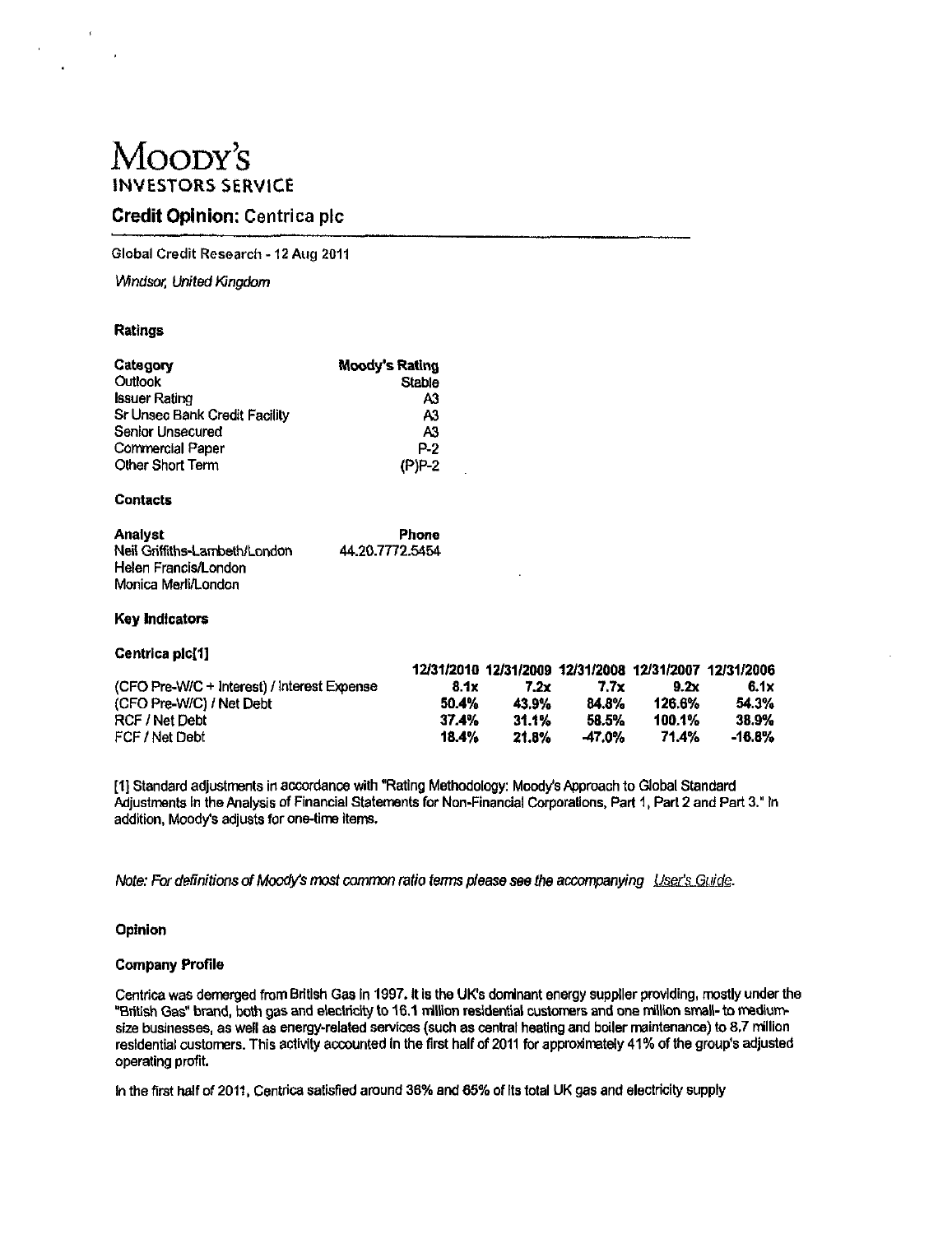# MOODY'S
INVESTORS SERVICE

## Credit Opinion: Centrica plc

Global Credit Research - 12 Aug 2011

*Windsor, United Kingdom*

### Ratings

| Category | Moody's Rating |
|---|---|
| Outlook | Stable |
| Issuer Rating | A3 |
| Sr Unsec Bank Credit Facility | A3 |
| Senior Unsecured | A3 |
| Commercial Paper | P-2 |
| Other Short Term | (P)P-2 |

### Contacts

| Analyst | Phone |
|---|---|
| Neil Griffiths-Lambeth/London | 44.20.7772.5454 |
| Helen Francis/London | |
| Monica Merli/London | |

### Key Indicators

**Centrica plc[1]**

| | 12/31/2010 | 12/31/2009 | 12/31/2008 | 12/31/2007 | 12/31/2006 |
|---|---|---|---|---|---|
| (CFO Pre-W/C + Interest) / Interest Expense | 8.1x | 7.2x | 7.7x | 9.2x | 6.1x |
| (CFO Pre-W/C) / Net Debt | 50.4% | 43.9% | 84.8% | 126.6% | 54.3% |
| RCF / Net Debt | 37.4% | 31.1% | 58.5% | 100.1% | 38.9% |
| FCF / Net Debt | 18.4% | 21.8% | -47.0% | 71.4% | -16.8% |

[1] Standard adjustments in accordance with "Rating Methodology: Moody's Approach to Global Standard Adjustments in the Analysis of Financial Statements for Non-Financial Corporations, Part 1, Part 2 and Part 3." In addition, Moody's adjusts for one-time items.

*Note: For definitions of Moody's most common ratio terms please see the accompanying User's Guide.*

### Opinion

#### Company Profile

Centrica was demerged from British Gas in 1997. It is the UK's dominant energy supplier providing, mostly under the "British Gas" brand, both gas and electricity to 16.1 million residential customers and one million small- to medium-size businesses, as well as energy-related services (such as central heating and boiler maintenance) to 8.7 million residential customers. This activity accounted in the first half of 2011 for approximately 41% of the group's adjusted operating profit.

In the first half of 2011, Centrica satisfied around 36% and 65% of its total UK gas and electricity supply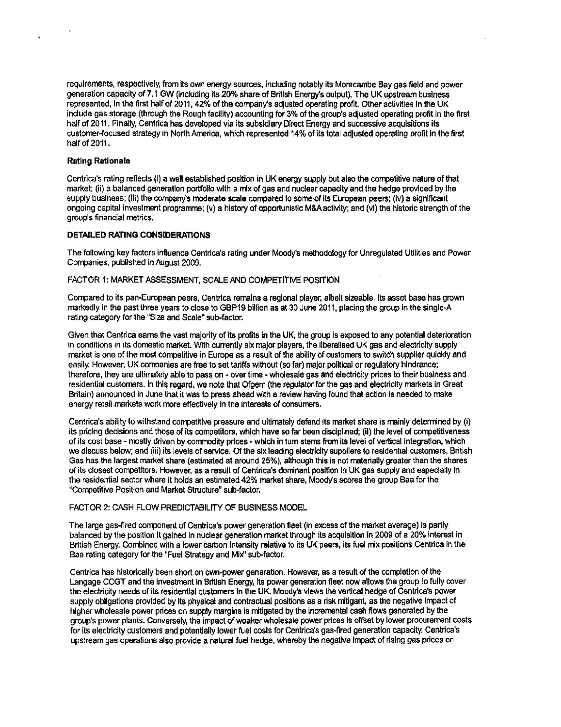requirements, respectively, from its own energy sources, including notably its Morecambe Bay gas field and power generation capacity of 7.1 GW (including its 20% share of British Energy's output). The UK upstream business represented, in the first half of 2011, 42% of the company's adjusted operating profit. Other activities in the UK include gas storage (through the Rough facility) accounting for 3% of the group's adjusted operating profit in the first half of 2011. Finally, Centrica has developed via its subsidiary Direct Energy and successive acquisitions its customer-focused strategy in North America, which represented 14% of its total adjusted operating profit in the first half of 2011.

**Rating Rationale**

Centrica's rating reflects (i) a well established position in UK energy supply but also the competitive nature of that market; (ii) a balanced generation portfolio with a mix of gas and nuclear capacity and the hedge provided by the supply business; (iii) the company's moderate scale compared to some of its European peers; (iv) a significant ongoing capital investment programme; (v) a history of opportunistic M&A activity; and (vi) the historic strength of the group's financial metrics.

**DETAILED RATING CONSIDERATIONS**

The following key factors influence Centrica's rating under Moody's methodology for Unregulated Utilities and Power Companies, published in August 2009.

FACTOR 1: MARKET ASSESSMENT, SCALE AND COMPETITIVE POSITION

Compared to its pan-European peers, Centrica remains a regional player, albeit sizeable. Its asset base has grown markedly in the past three years to close to GBP19 billion as at 30 June 2011, placing the group in the single-A rating category for the "Size and Scale" sub-factor.

Given that Centrica earns the vast majority of its profits in the UK, the group is exposed to any potential deterioration in conditions in its domestic market. With currently six major players, the liberalised UK gas and electricity supply market is one of the most competitive in Europe as a result of the ability of customers to switch supplier quickly and easily. However, UK companies are free to set tariffs without (so far) major political or regulatory hindrance; therefore, they are ultimately able to pass on - over time - wholesale gas and electricity prices to their business and residential customers. In this regard, we note that Ofgem (the regulator for the gas and electricity markets in Great Britain) announced in June that it was to press ahead with a review having found that action is needed to make energy retail markets work more effectively in the interests of consumers.

Centrica's ability to withstand competitive pressure and ultimately defend its market share is mainly determined by (i) its pricing decisions and those of its competitors, which have so far been disciplined; (ii) the level of competitiveness of its cost base - mostly driven by commodity prices - which in turn stems from its level of vertical integration, which we discuss below; and (iii) its levels of service. Of the six leading electricity suppliers to residential customers, British Gas has the largest market share (estimated at around 25%), although this is not materially greater than the shares of its closest competitors. However, as a result of Centrica's dominant position in UK gas supply and especially in the residential sector where it holds an estimated 42% market share, Moody's scores the group Baa for the "Competitive Position and Market Structure" sub-factor.

FACTOR 2: CASH FLOW PREDICTABILITY OF BUSINESS MODEL

The large gas-fired component of Centrica's power generation fleet (in excess of the market average) is partly balanced by the position it gained in nuclear generation market through its acquisition in 2009 of a 20% interest in British Energy. Combined with a lower carbon intensity relative to its UK peers, its fuel mix positions Centrica in the Baa rating category for the "Fuel Strategy and Mix" sub-factor.

Centrica has historically been short on own-power generation. However, as a result of the completion of the Langage CCGT and the investment in British Energy, its power generation fleet now allows the group to fully cover the electricity needs of its residential customers in the UK. Moody's views the vertical hedge of Centrica's power supply obligations provided by its physical and contractual positions as a risk mitigant, as the negative impact of higher wholesale power prices on supply margins is mitigated by the incremental cash flows generated by the group's power plants. Conversely, the impact of weaker wholesale power prices is offset by lower procurement costs for its electricity customers and potentially lower fuel costs for Centrica's gas-fired generation capacity. Centrica's upstream gas operations also provide a natural fuel hedge, whereby the negative impact of rising gas prices on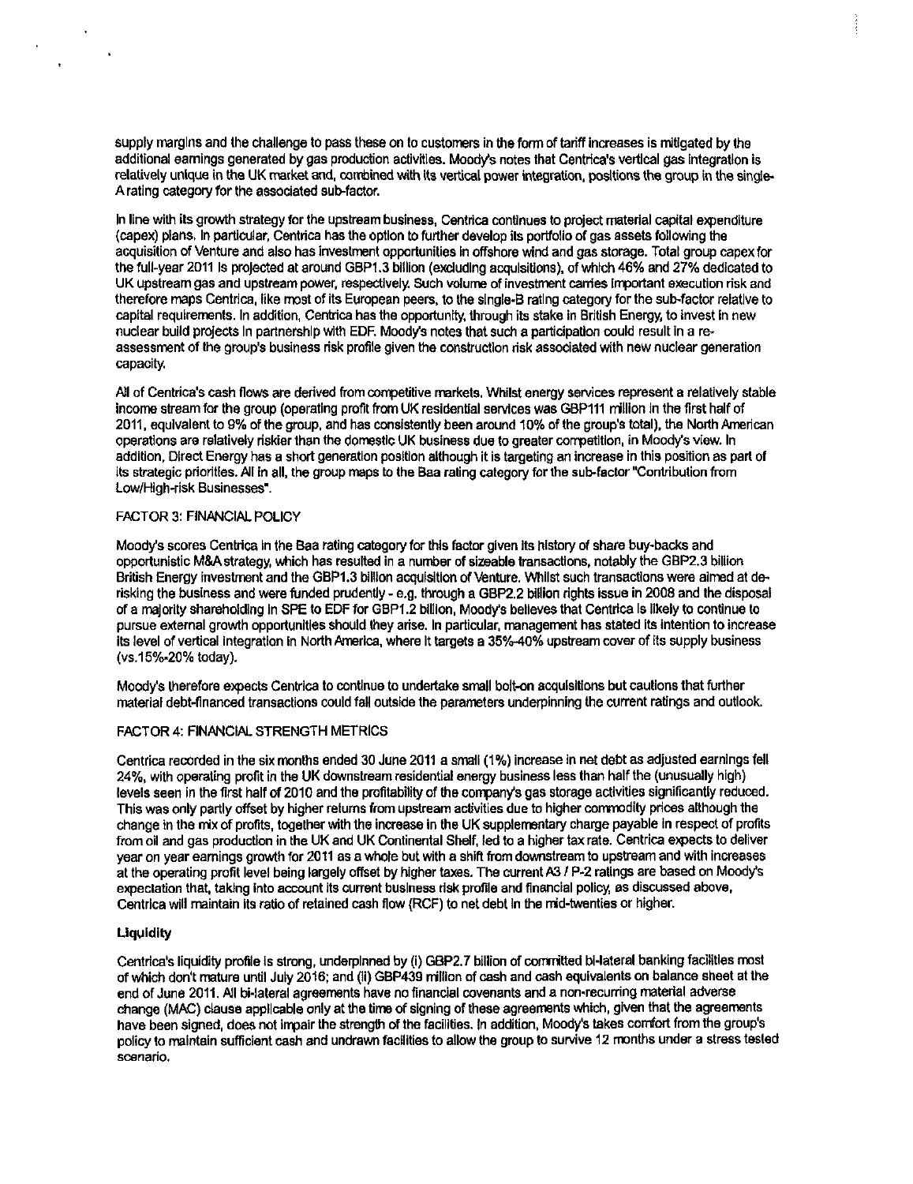supply margins and the challenge to pass these on to customers in the form of tariff increases is mitigated by the additional earnings generated by gas production activities. Moody's notes that Centrica's vertical gas integration is relatively unique in the UK market and, combined with its vertical power integration, positions the group in the single-A rating category for the associated sub-factor.

In line with its growth strategy for the upstream business, Centrica continues to project material capital expenditure (capex) plans. In particular, Centrica has the option to further develop its portfolio of gas assets following the acquisition of Venture and also has investment opportunities in offshore wind and gas storage. Total group capex for the full-year 2011 is projected at around GBP1.3 billion (excluding acquisitions), of which 46% and 27% dedicated to UK upstream gas and upstream power, respectively. Such volume of investment carries important execution risk and therefore maps Centrica, like most of its European peers, to the single-B rating category for the sub-factor relative to capital requirements. In addition, Centrica has the opportunity, through its stake in British Energy, to invest in new nuclear build projects in partnership with EDF. Moody's notes that such a participation could result in a re-assessment of the group's business risk profile given the construction risk associated with new nuclear generation capacity.

All of Centrica's cash flows are derived from competitive markets. Whilst energy services represent a relatively stable income stream for the group (operating profit from UK residential services was GBP111 million in the first half of 2011, equivalent to 9% of the group, and has consistently been around 10% of the group's total), the North American operations are relatively riskier than the domestic UK business due to greater competition, in Moody's view. In addition, Direct Energy has a short generation position although it is targeting an increase in this position as part of its strategic priorities. All in all, the group maps to the Baa rating category for the sub-factor "Contribution from Low/High-risk Businesses".

FACTOR 3: FINANCIAL POLICY

Moody's scores Centrica in the Baa rating category for this factor given its history of share buy-backs and opportunistic M&A strategy, which has resulted in a number of sizeable transactions, notably the GBP2.3 billion British Energy investment and the GBP1.3 billion acquisition of Venture. Whilst such transactions were aimed at de-risking the business and were funded prudently - e.g. through a GBP2.2 billion rights issue in 2008 and the disposal of a majority shareholding in SPE to EDF for GBP1.2 billion, Moody's believes that Centrica is likely to continue to pursue external growth opportunities should they arise. In particular, management has stated its intention to increase its level of vertical integration in North America, where it targets a 35%-40% upstream cover of its supply business (vs.15%-20% today).

Moody's therefore expects Centrica to continue to undertake small bolt-on acquisitions but cautions that further material debt-financed transactions could fall outside the parameters underpinning the current ratings and outlook.

FACTOR 4: FINANCIAL STRENGTH METRICS

Centrica recorded in the six months ended 30 June 2011 a small (1%) increase in net debt as adjusted earnings fell 24%, with operating profit in the UK downstream residential energy business less than half the (unusually high) levels seen in the first half of 2010 and the profitability of the company's gas storage activities significantly reduced. This was only partly offset by higher returns from upstream activities due to higher commodity prices although the change in the mix of profits, together with the increase in the UK supplementary charge payable in respect of profits from oil and gas production in the UK and UK Continental Shelf, led to a higher tax rate. Centrica expects to deliver year on year earnings growth for 2011 as a whole but with a shift from downstream to upstream and with increases at the operating profit level being largely offset by higher taxes. The current A3 / P-2 ratings are based on Moody's expectation that, taking into account its current business risk profile and financial policy, as discussed above, Centrica will maintain its ratio of retained cash flow (RCF) to net debt in the mid-twenties or higher.

**Liquidity**

Centrica's liquidity profile is strong, underpinned by (i) GBP2.7 billion of committed bi-lateral banking facilities most of which don't mature until July 2016; and (ii) GBP439 million of cash and cash equivalents on balance sheet at the end of June 2011. All bi-lateral agreements have no financial covenants and a non-recurring material adverse change (MAC) clause applicable only at the time of signing of these agreements which, given that the agreements have been signed, does not impair the strength of the facilities. In addition, Moody's takes comfort from the group's policy to maintain sufficient cash and undrawn facilities to allow the group to survive 12 months under a stress tested scenario.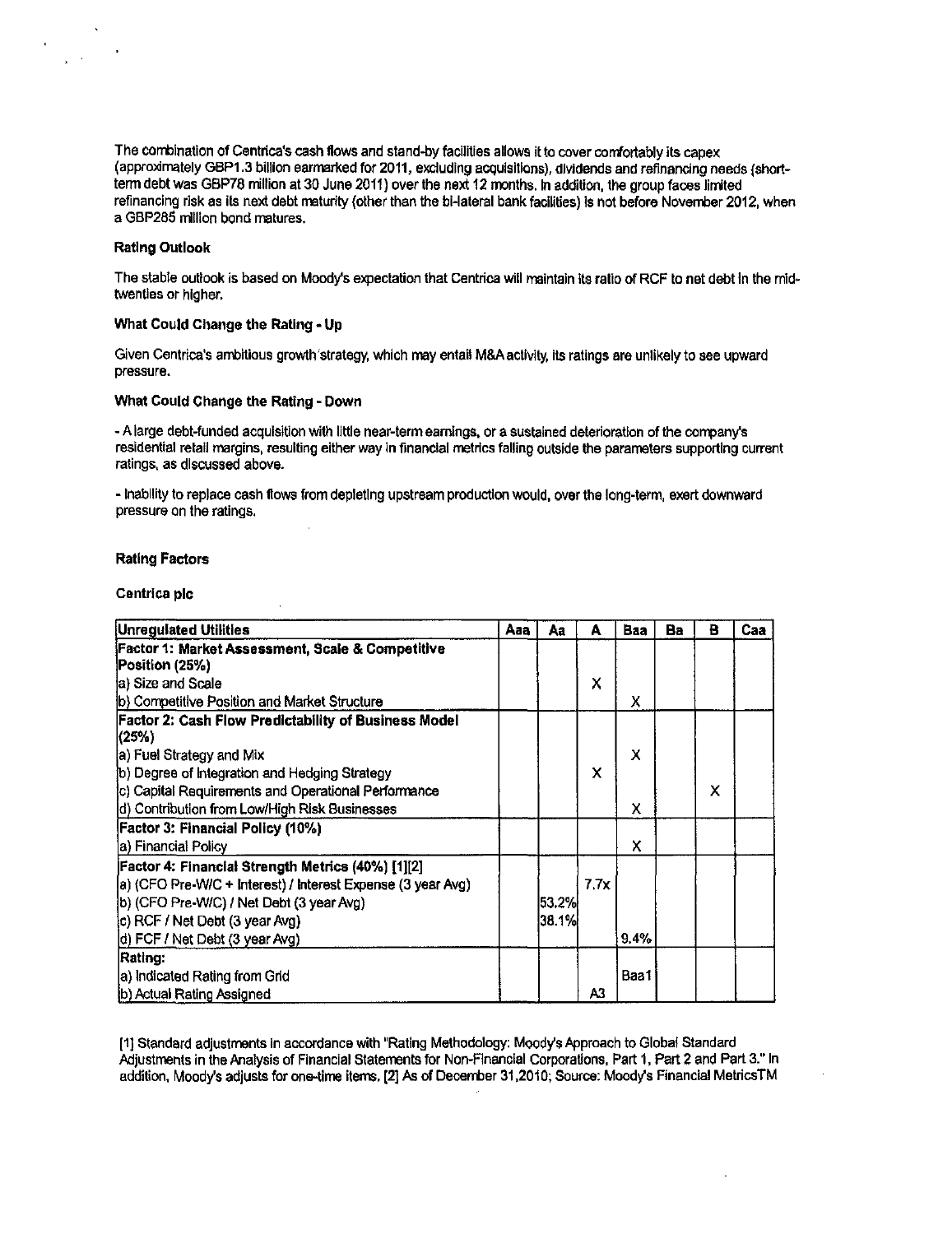The combination of Centrica's cash flows and stand-by facilities allows it to cover comfortably its capex (approximately GBP1.3 billion earmarked for 2011, excluding acquisitions), dividends and refinancing needs (short-term debt was GBP78 million at 30 June 2011) over the next 12 months. In addition, the group faces limited refinancing risk as its next debt maturity (other than the bi-lateral bank facilities) is not before November 2012, when a GBP285 million bond matures.

**Rating Outlook**

The stable outlook is based on Moody's expectation that Centrica will maintain its ratio of RCF to net debt in the mid-twenties or higher.

**What Could Change the Rating - Up**

Given Centrica's ambitious growth strategy, which may entail M&A activity, its ratings are unlikely to see upward pressure.

**What Could Change the Rating - Down**

- A large debt-funded acquisition with little near-term earnings, or a sustained deterioration of the company's residential retail margins, resulting either way in financial metrics falling outside the parameters supporting current ratings, as discussed above.

- Inability to replace cash flows from depleting upstream production would, over the long-term, exert downward pressure on the ratings.

**Rating Factors**

**Centrica plc**

| Unregulated Utilities | Aaa | Aa | A | Baa | Ba | B | Caa |
|---|---|---|---|---|---|---|---|
| **Factor 1: Market Assessment, Scale & Competitive Position (25%)** | | | | | | | |
| a) Size and Scale | | | X | | | | |
| b) Competitive Position and Market Structure | | | | X | | | |
| **Factor 2: Cash Flow Predictability of Business Model (25%)** | | | | | | | |
| a) Fuel Strategy and Mix | | | | X | | | |
| b) Degree of Integration and Hedging Strategy | | | X | | | | |
| c) Capital Requirements and Operational Performance | | | | | | X | |
| d) Contribution from Low/High Risk Businesses | | | | X | | | |
| **Factor 3: Financial Policy (10%)** | | | | | | | |
| a) Financial Policy | | | | X | | | |
| **Factor 4: Financial Strength Metrics (40%) [1][2]** | | | | | | | |
| a) (CFO Pre-W/C + Interest) / Interest Expense (3 year Avg) | | | 7.7x | | | | |
| b) (CFO Pre-W/C) / Net Debt (3 year Avg) | | 53.2% | | | | | |
| c) RCF / Net Debt (3 year Avg) | | 38.1% | | | | | |
| d) FCF / Net Debt (3 year Avg) | | | | 9.4% | | | |
| **Rating:** | | | | | | | |
| a) Indicated Rating from Grid | | | | Baa1 | | | |
| b) Actual Rating Assigned | | | A3 | | | | |

[1] Standard adjustments in accordance with "Rating Methodology: Moody's Approach to Global Standard Adjustments in the Analysis of Financial Statements for Non-Financial Corporations, Part 1, Part 2 and Part 3." In addition, Moody's adjusts for one-time items. [2] As of December 31,2010; Source: Moody's Financial MetricsTM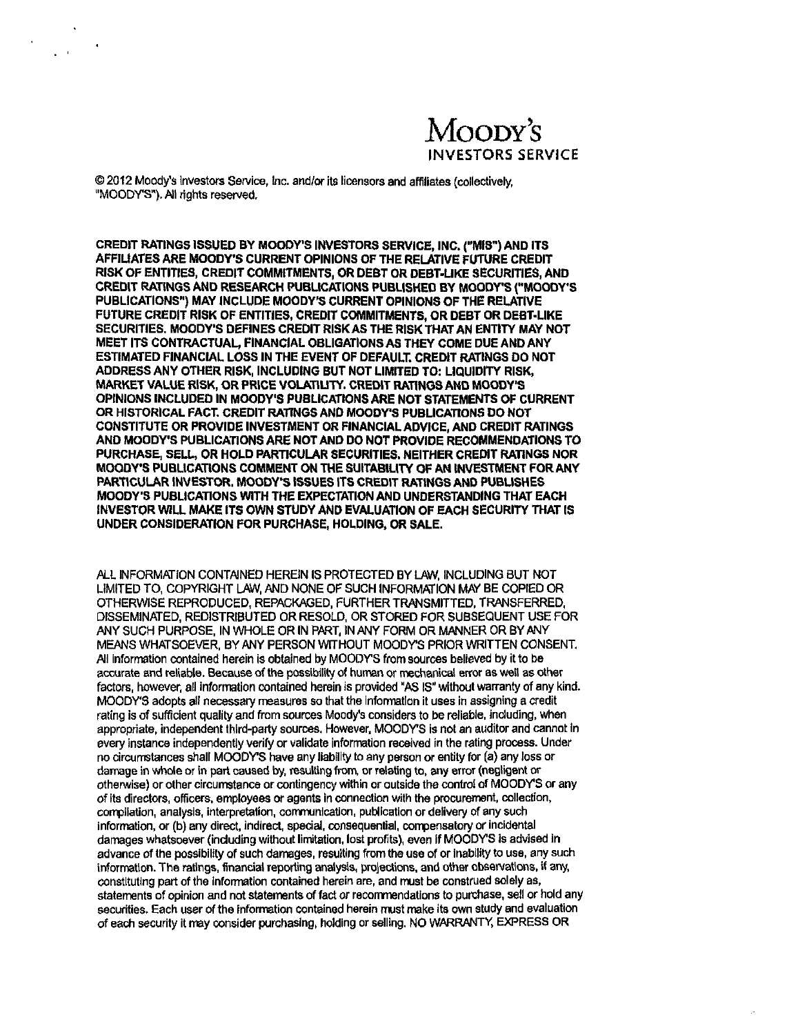**MOODY'S**
**INVESTORS SERVICE**

© 2012 Moody's Investors Service, Inc. and/or its licensors and affiliates (collectively, "MOODY'S"). All rights reserved.

**CREDIT RATINGS ISSUED BY MOODY'S INVESTORS SERVICE, INC. ("MIS") AND ITS AFFILIATES ARE MOODY'S CURRENT OPINIONS OF THE RELATIVE FUTURE CREDIT RISK OF ENTITIES, CREDIT COMMITMENTS, OR DEBT OR DEBT-LIKE SECURITIES, AND CREDIT RATINGS AND RESEARCH PUBLICATIONS PUBLISHED BY MOODY'S ("MOODY'S PUBLICATIONS") MAY INCLUDE MOODY'S CURRENT OPINIONS OF THE RELATIVE FUTURE CREDIT RISK OF ENTITIES, CREDIT COMMITMENTS, OR DEBT OR DEBT-LIKE SECURITIES. MOODY'S DEFINES CREDIT RISK AS THE RISK THAT AN ENTITY MAY NOT MEET ITS CONTRACTUAL, FINANCIAL OBLIGATIONS AS THEY COME DUE AND ANY ESTIMATED FINANCIAL LOSS IN THE EVENT OF DEFAULT. CREDIT RATINGS DO NOT ADDRESS ANY OTHER RISK, INCLUDING BUT NOT LIMITED TO: LIQUIDITY RISK, MARKET VALUE RISK, OR PRICE VOLATILITY. CREDIT RATINGS AND MOODY'S OPINIONS INCLUDED IN MOODY'S PUBLICATIONS ARE NOT STATEMENTS OF CURRENT OR HISTORICAL FACT. CREDIT RATINGS AND MOODY'S PUBLICATIONS DO NOT CONSTITUTE OR PROVIDE INVESTMENT OR FINANCIAL ADVICE, AND CREDIT RATINGS AND MOODY'S PUBLICATIONS ARE NOT AND DO NOT PROVIDE RECOMMENDATIONS TO PURCHASE, SELL, OR HOLD PARTICULAR SECURITIES. NEITHER CREDIT RATINGS NOR MOODY'S PUBLICATIONS COMMENT ON THE SUITABILITY OF AN INVESTMENT FOR ANY PARTICULAR INVESTOR. MOODY'S ISSUES ITS CREDIT RATINGS AND PUBLISHES MOODY'S PUBLICATIONS WITH THE EXPECTATION AND UNDERSTANDING THAT EACH INVESTOR WILL MAKE ITS OWN STUDY AND EVALUATION OF EACH SECURITY THAT IS UNDER CONSIDERATION FOR PURCHASE, HOLDING, OR SALE.**

ALL INFORMATION CONTAINED HEREIN IS PROTECTED BY LAW, INCLUDING BUT NOT LIMITED TO, COPYRIGHT LAW, AND NONE OF SUCH INFORMATION MAY BE COPIED OR OTHERWISE REPRODUCED, REPACKAGED, FURTHER TRANSMITTED, TRANSFERRED, DISSEMINATED, REDISTRIBUTED OR RESOLD, OR STORED FOR SUBSEQUENT USE FOR ANY SUCH PURPOSE, IN WHOLE OR IN PART, IN ANY FORM OR MANNER OR BY ANY MEANS WHATSOEVER, BY ANY PERSON WITHOUT MOODY'S PRIOR WRITTEN CONSENT. All information contained herein is obtained by MOODY'S from sources believed by it to be accurate and reliable. Because of the possibility of human or mechanical error as well as other factors, however, all information contained herein is provided "AS IS" without warranty of any kind. MOODY'S adopts all necessary measures so that the information it uses in assigning a credit rating is of sufficient quality and from sources Moody's considers to be reliable, including, when appropriate, independent third-party sources. However, MOODY'S is not an auditor and cannot in every instance independently verify or validate information received in the rating process. Under no circumstances shall MOODY'S have any liability to any person or entity for (a) any loss or damage in whole or in part caused by, resulting from, or relating to, any error (negligent or otherwise) or other circumstance or contingency within or outside the control of MOODY'S or any of its directors, officers, employees or agents in connection with the procurement, collection, compilation, analysis, interpretation, communication, publication or delivery of any such information, or (b) any direct, indirect, special, consequential, compensatory or incidental damages whatsoever (including without limitation, lost profits), even if MOODY'S is advised in advance of the possibility of such damages, resulting from the use of or inability to use, any such information. The ratings, financial reporting analysis, projections, and other observations, if any, constituting part of the information contained herein are, and must be construed solely as, statements of opinion and not statements of fact or recommendations to purchase, sell or hold any securities. Each user of the information contained herein must make its own study and evaluation of each security it may consider purchasing, holding or selling. NO WARRANTY, EXPRESS OR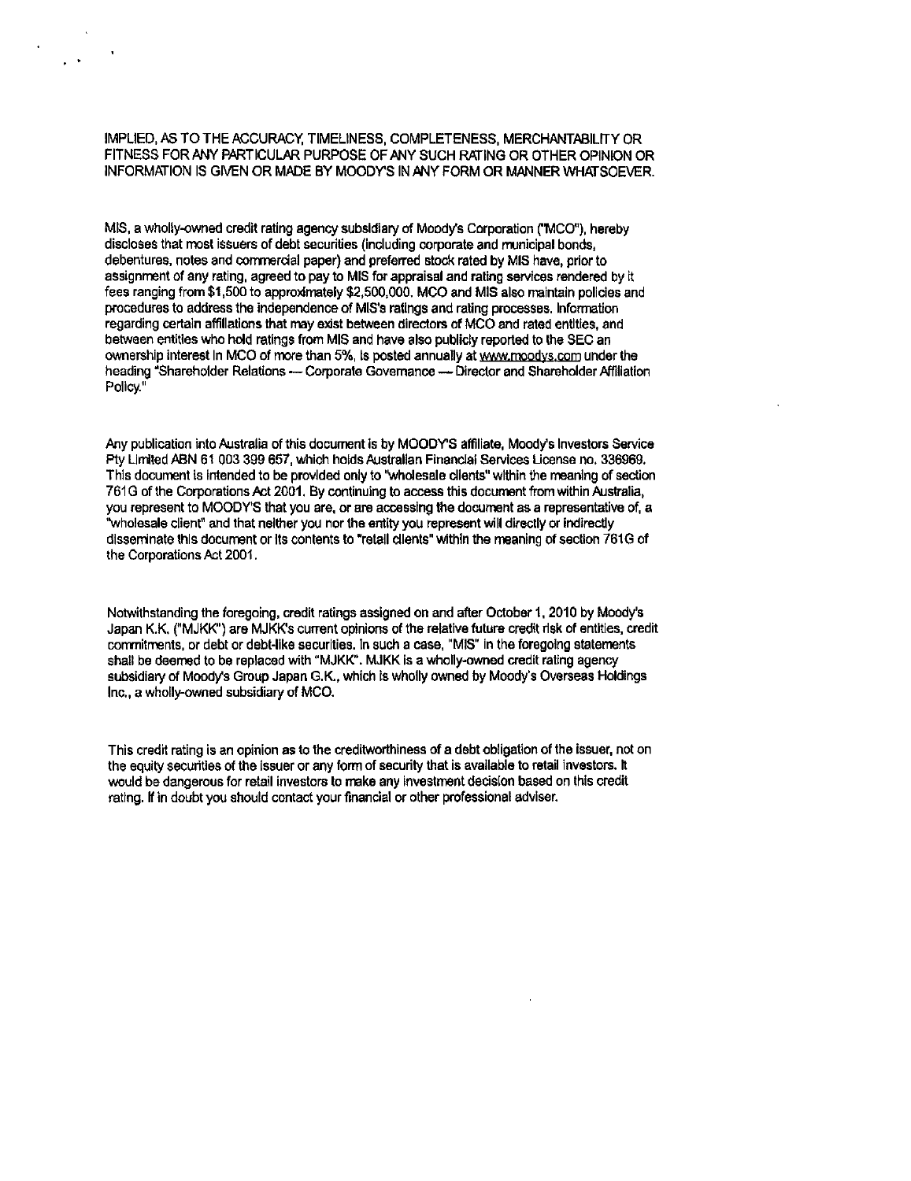IMPLIED, AS TO THE ACCURACY, TIMELINESS, COMPLETENESS, MERCHANTABILITY OR FITNESS FOR ANY PARTICULAR PURPOSE OF ANY SUCH RATING OR OTHER OPINION OR INFORMATION IS GIVEN OR MADE BY MOODY'S IN ANY FORM OR MANNER WHATSOEVER.

MIS, a wholly-owned credit rating agency subsidiary of Moody's Corporation ("MCO"), hereby discloses that most issuers of debt securities (including corporate and municipal bonds, debentures, notes and commercial paper) and preferred stock rated by MIS have, prior to assignment of any rating, agreed to pay to MIS for appraisal and rating services rendered by it fees ranging from $1,500 to approximately $2,500,000. MCO and MIS also maintain policies and procedures to address the independence of MIS's ratings and rating processes. Information regarding certain affiliations that may exist between directors of MCO and rated entities, and between entities who hold ratings from MIS and have also publicly reported to the SEC an ownership interest in MCO of more than 5%, is posted annually at www.moodys.com under the heading "Shareholder Relations — Corporate Governance — Director and Shareholder Affiliation Policy."

Any publication into Australia of this document is by MOODY'S affiliate, Moody's Investors Service Pty Limited ABN 61 003 399 657, which holds Australian Financial Services License no. 336969. This document is intended to be provided only to "wholesale clients" within the meaning of section 761G of the Corporations Act 2001. By continuing to access this document from within Australia, you represent to MOODY'S that you are, or are accessing the document as a representative of, a "wholesale client" and that neither you nor the entity you represent will directly or indirectly disseminate this document or its contents to "retail clients" within the meaning of section 761G of the Corporations Act 2001.

Notwithstanding the foregoing, credit ratings assigned on and after October 1, 2010 by Moody's Japan K.K. ("MJKK") are MJKK's current opinions of the relative future credit risk of entities, credit commitments, or debt or debt-like securities. In such a case, "MIS" in the foregoing statements shall be deemed to be replaced with "MJKK". MJKK is a wholly-owned credit rating agency subsidiary of Moody's Group Japan G.K., which is wholly owned by Moody's Overseas Holdings Inc., a wholly-owned subsidiary of MCO.

This credit rating is an opinion as to the creditworthiness of a debt obligation of the issuer, not on the equity securities of the issuer or any form of security that is available to retail investors. It would be dangerous for retail investors to make any investment decision based on this credit rating. If in doubt you should contact your financial or other professional adviser.